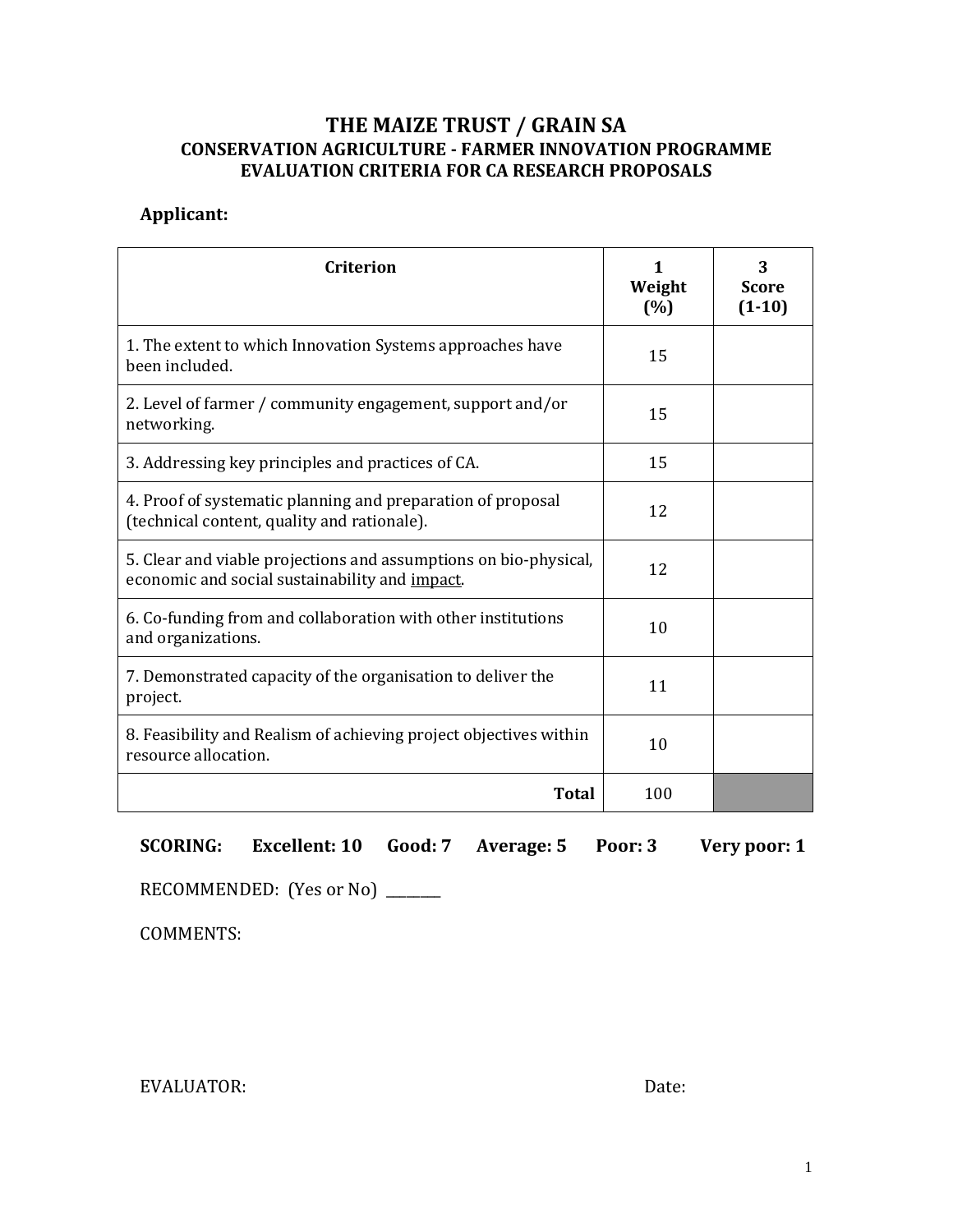# THE MAIZE TRUST / GRAIN SA

## CONSERVATION AGRICULTURE - FARMER INNOVATION PROGRAMME

## EVALUATION CRITERIA FOR CA RESEARCH PROPOSALS

**Applicant:**

| Criterion | 1 Weight (%) | 3 Score (1-10) |
|---|---|---|
| 1. The extent to which Innovation Systems approaches have been included. | 15 | |
| 2. Level of farmer / community engagement, support and/or networking. | 15 | |
| 3. Addressing key principles and practices of CA. | 15 | |
| 4. Proof of systematic planning and preparation of proposal (technical content, quality and rationale). | 12 | |
| 5. Clear and viable projections and assumptions on bio-physical, economic and social sustainability and <u>impact</u>. | 12 | |
| 6. Co-funding from and collaboration with other institutions and organizations. | 10 | |
| 7. Demonstrated capacity of the organisation to deliver the project. | 11 | |
| 8. Feasibility and Realism of achieving project objectives within resource allocation. | 10 | |
| **Total** | 100 | |

**SCORING: Excellent: 10 Good: 7 Average: 5 Poor: 3 Very poor: 1**

RECOMMENDED: (Yes or No) ________

COMMENTS:

EVALUATOR: Date: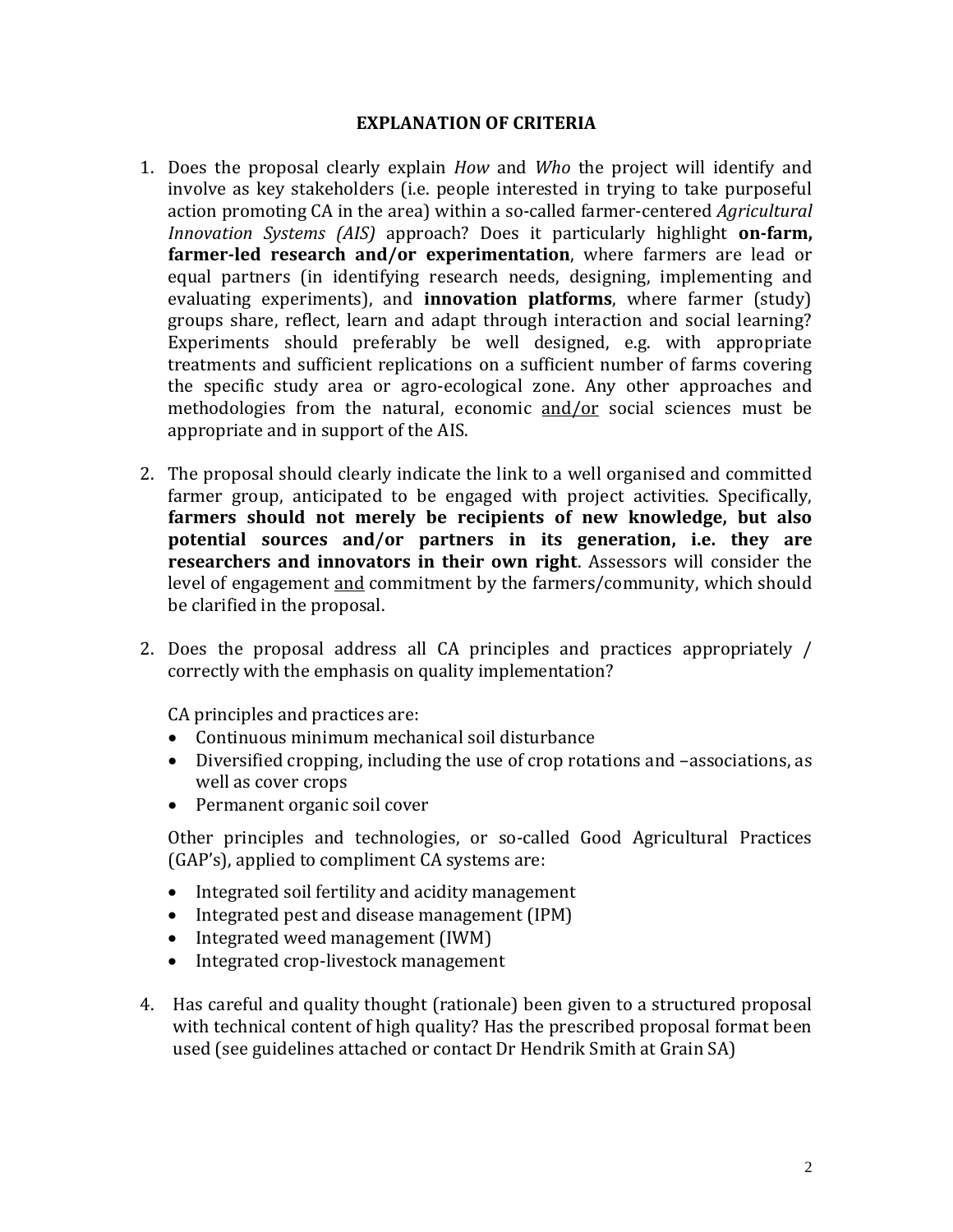## EXPLANATION OF CRITERIA

1. Does the proposal clearly explain *How* and *Who* the project will identify and involve as key stakeholders (i.e. people interested in trying to take purposeful action promoting CA in the area) within a so-called farmer-centered *Agricultural Innovation Systems (AIS)* approach? Does it particularly highlight **on-farm, farmer-led research and/or experimentation**, where farmers are lead or equal partners (in identifying research needs, designing, implementing and evaluating experiments), and **innovation platforms**, where farmer (study) groups share, reflect, learn and adapt through interaction and social learning? Experiments should preferably be well designed, e.g. with appropriate treatments and sufficient replications on a sufficient number of farms covering the specific study area or agro-ecological zone. Any other approaches and methodologies from the natural, economic <u>and/or</u> social sciences must be appropriate and in support of the AIS.

2. The proposal should clearly indicate the link to a well organised and committed farmer group, anticipated to be engaged with project activities. Specifically, **farmers should not merely be recipients of new knowledge, but also potential sources and/or partners in its generation, i.e. they are researchers and innovators in their own right**. Assessors will consider the level of engagement <u>and</u> commitment by the farmers/community, which should be clarified in the proposal.

2. Does the proposal address all CA principles and practices appropriately / correctly with the emphasis on quality implementation?

   CA principles and practices are:

   - Continuous minimum mechanical soil disturbance
   - Diversified cropping, including the use of crop rotations and –associations, as well as cover crops
   - Permanent organic soil cover

   Other principles and technologies, or so-called Good Agricultural Practices (GAP's), applied to compliment CA systems are:

   - Integrated soil fertility and acidity management
   - Integrated pest and disease management (IPM)
   - Integrated weed management (IWM)
   - Integrated crop-livestock management

4. Has careful and quality thought (rationale) been given to a structured proposal with technical content of high quality? Has the prescribed proposal format been used (see guidelines attached or contact Dr Hendrik Smith at Grain SA)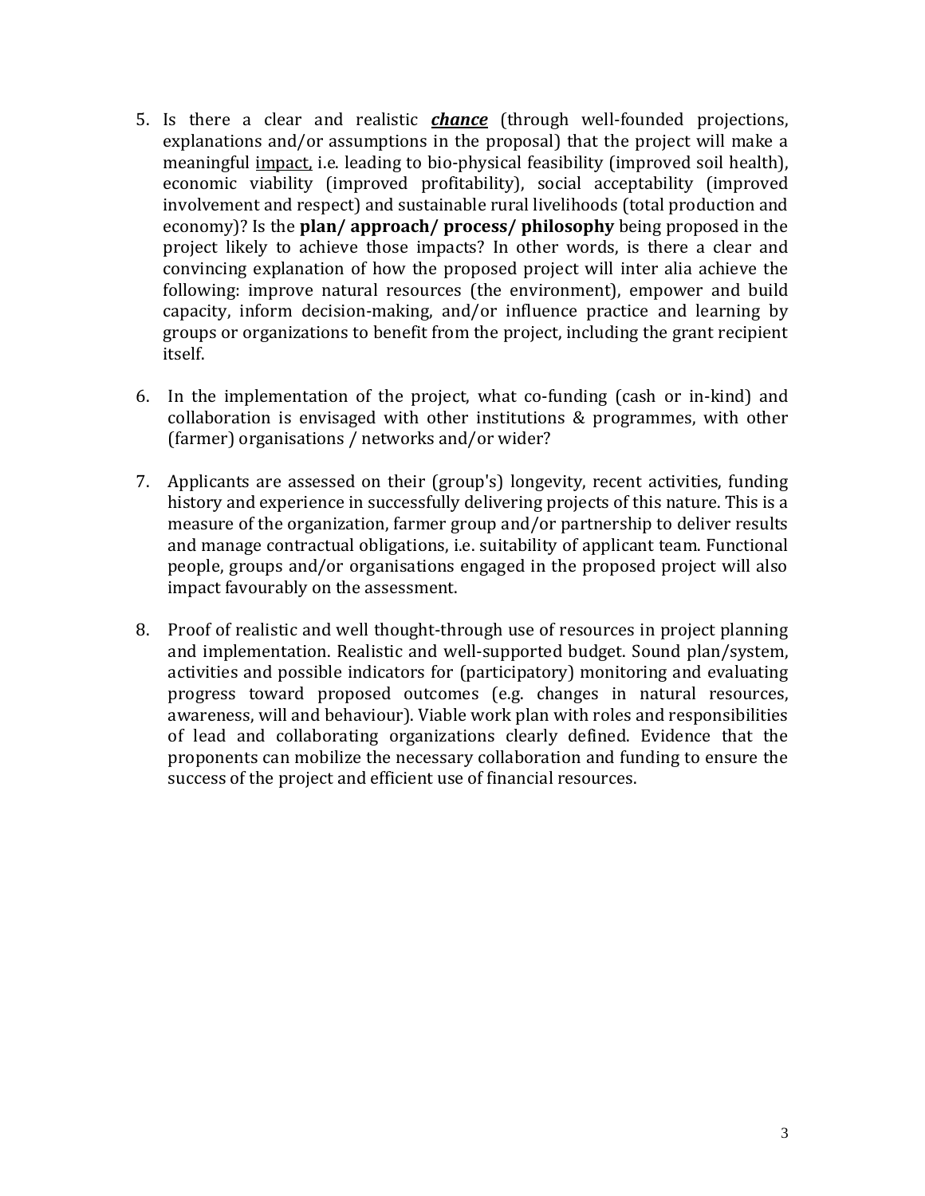5. Is there a clear and realistic ***chance*** (through well-founded projections, explanations and/or assumptions in the proposal) that the project will make a meaningful impact, i.e. leading to bio-physical feasibility (improved soil health), economic viability (improved profitability), social acceptability (improved involvement and respect) and sustainable rural livelihoods (total production and economy)? Is the **plan/ approach/ process/ philosophy** being proposed in the project likely to achieve those impacts? In other words, is there a clear and convincing explanation of how the proposed project will inter alia achieve the following: improve natural resources (the environment), empower and build capacity, inform decision-making, and/or influence practice and learning by groups or organizations to benefit from the project, including the grant recipient itself.

6. In the implementation of the project, what co-funding (cash or in-kind) and collaboration is envisaged with other institutions & programmes, with other (farmer) organisations / networks and/or wider?

7. Applicants are assessed on their (group's) longevity, recent activities, funding history and experience in successfully delivering projects of this nature. This is a measure of the organization, farmer group and/or partnership to deliver results and manage contractual obligations, i.e. suitability of applicant team. Functional people, groups and/or organisations engaged in the proposed project will also impact favourably on the assessment.

8. Proof of realistic and well thought-through use of resources in project planning and implementation. Realistic and well-supported budget. Sound plan/system, activities and possible indicators for (participatory) monitoring and evaluating progress toward proposed outcomes (e.g. changes in natural resources, awareness, will and behaviour). Viable work plan with roles and responsibilities of lead and collaborating organizations clearly defined. Evidence that the proponents can mobilize the necessary collaboration and funding to ensure the success of the project and efficient use of financial resources.